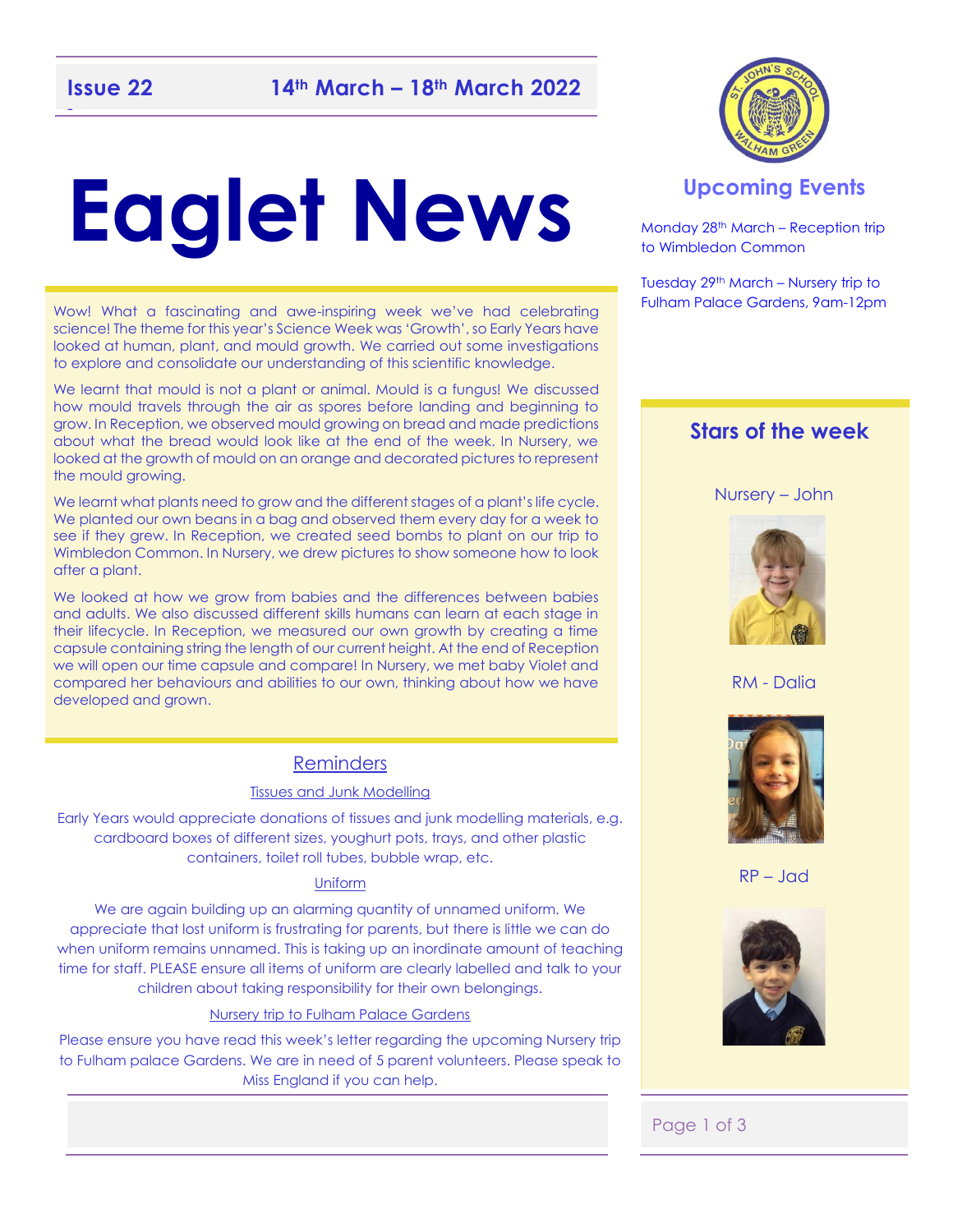**Issue 22** **14th March – 18th March 2022**

# Eaglet News

Wow! What a fascinating and awe-inspiring week we've had celebrating science! The theme for this year's Science Week was 'Growth', so Early Years have looked at human, plant, and mould growth. We carried out some investigations to explore and consolidate our understanding of this scientific knowledge.

We learnt that mould is not a plant or animal. Mould is a fungus! We discussed how mould travels through the air as spores before landing and beginning to grow. In Reception, we observed mould growing on bread and made predictions about what the bread would look like at the end of the week. In Nursery, we looked at the growth of mould on an orange and decorated pictures to represent the mould growing.

We learnt what plants need to grow and the different stages of a plant's life cycle. We planted our own beans in a bag and observed them every day for a week to see if they grew. In Reception, we created seed bombs to plant on our trip to Wimbledon Common. In Nursery, we drew pictures to show someone how to look after a plant.

We looked at how we grow from babies and the differences between babies and adults. We also discussed different skills humans can learn at each stage in their lifecycle. In Reception, we measured our own growth by creating a time capsule containing string the length of our current height. At the end of Reception we will open our time capsule and compare! In Nursery, we met baby Violet and compared her behaviours and abilities to our own, thinking about how we have developed and grown.

## Reminders

### Tissues and Junk Modelling

Early Years would appreciate donations of tissues and junk modelling materials, e.g. cardboard boxes of different sizes, youghurt pots, trays, and other plastic containers, toilet roll tubes, bubble wrap, etc.

### Uniform

We are again building up an alarming quantity of unnamed uniform. We appreciate that lost uniform is frustrating for parents, but there is little we can do when uniform remains unnamed. This is taking up an inordinate amount of teaching time for staff. PLEASE ensure all items of uniform are clearly labelled and talk to your children about taking responsibility for their own belongings.

### Nursery trip to Fulham Palace Gardens

Please ensure you have read this week's letter regarding the upcoming Nursery trip to Fulham palace Gardens. We are in need of 5 parent volunteers. Please speak to Miss England if you can help.

## Upcoming Events

Monday 28th March – Reception trip to Wimbledon Common

Tuesday 29th March – Nursery trip to Fulham Palace Gardens, 9am-12pm

## Stars of the week

Nursery – John

RM - Dalia

RP – Jad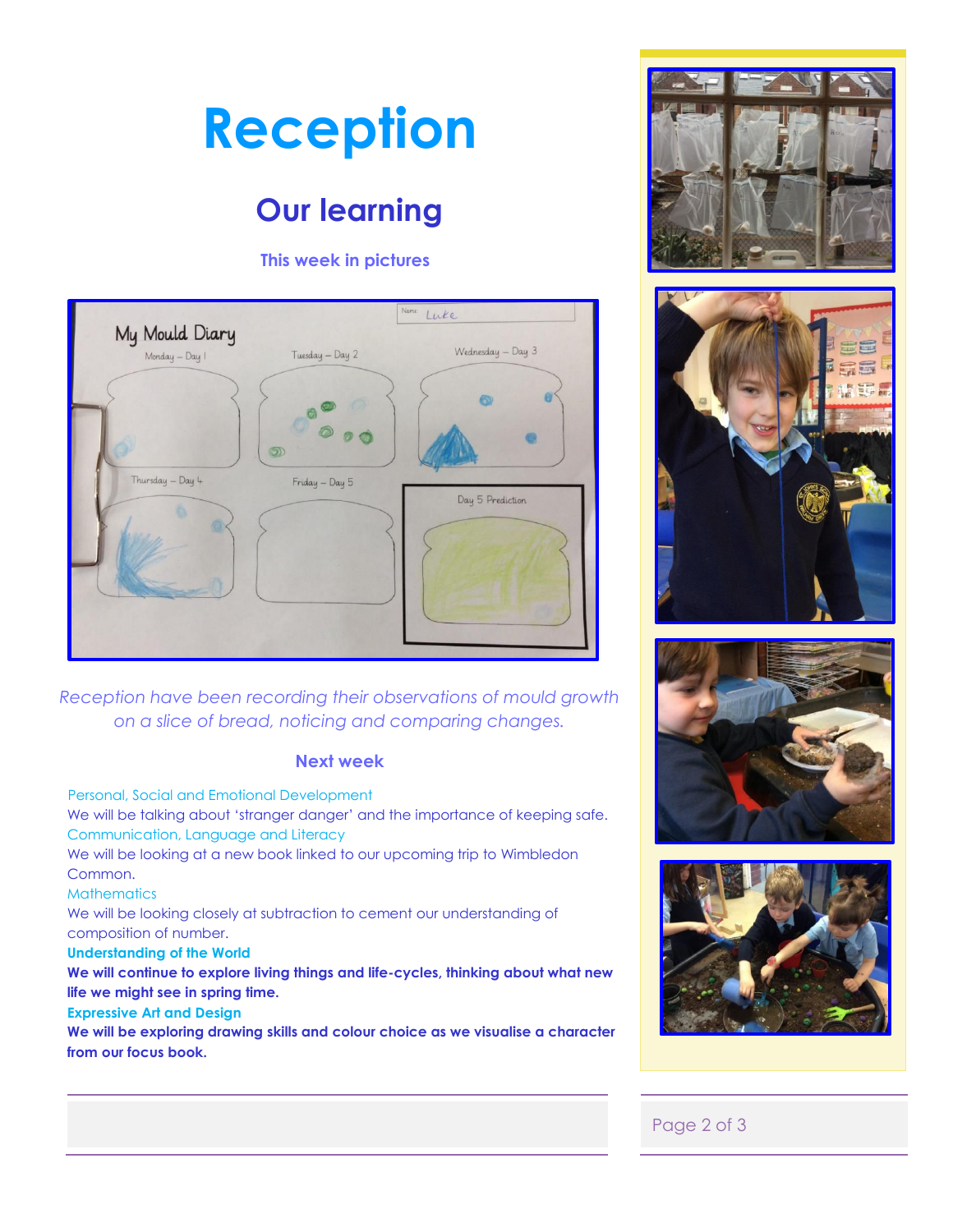# Reception

## Our learning

### This week in pictures

*Reception have been recording their observations of mould growth on a slice of bread, noticing and comparing changes.*

### Next week

Personal, Social and Emotional Development
We will be talking about 'stranger danger' and the importance of keeping safe.

Communication, Language and Literacy
We will be looking at a new book linked to our upcoming trip to Wimbledon Common.

Mathematics
We will be looking closely at subtraction to cement our understanding of composition of number.

**Understanding of the World**
**We will continue to explore living things and life-cycles, thinking about what new life we might see in spring time.**

**Expressive Art and Design**
**We will be exploring drawing skills and colour choice as we visualise a character from our focus book.**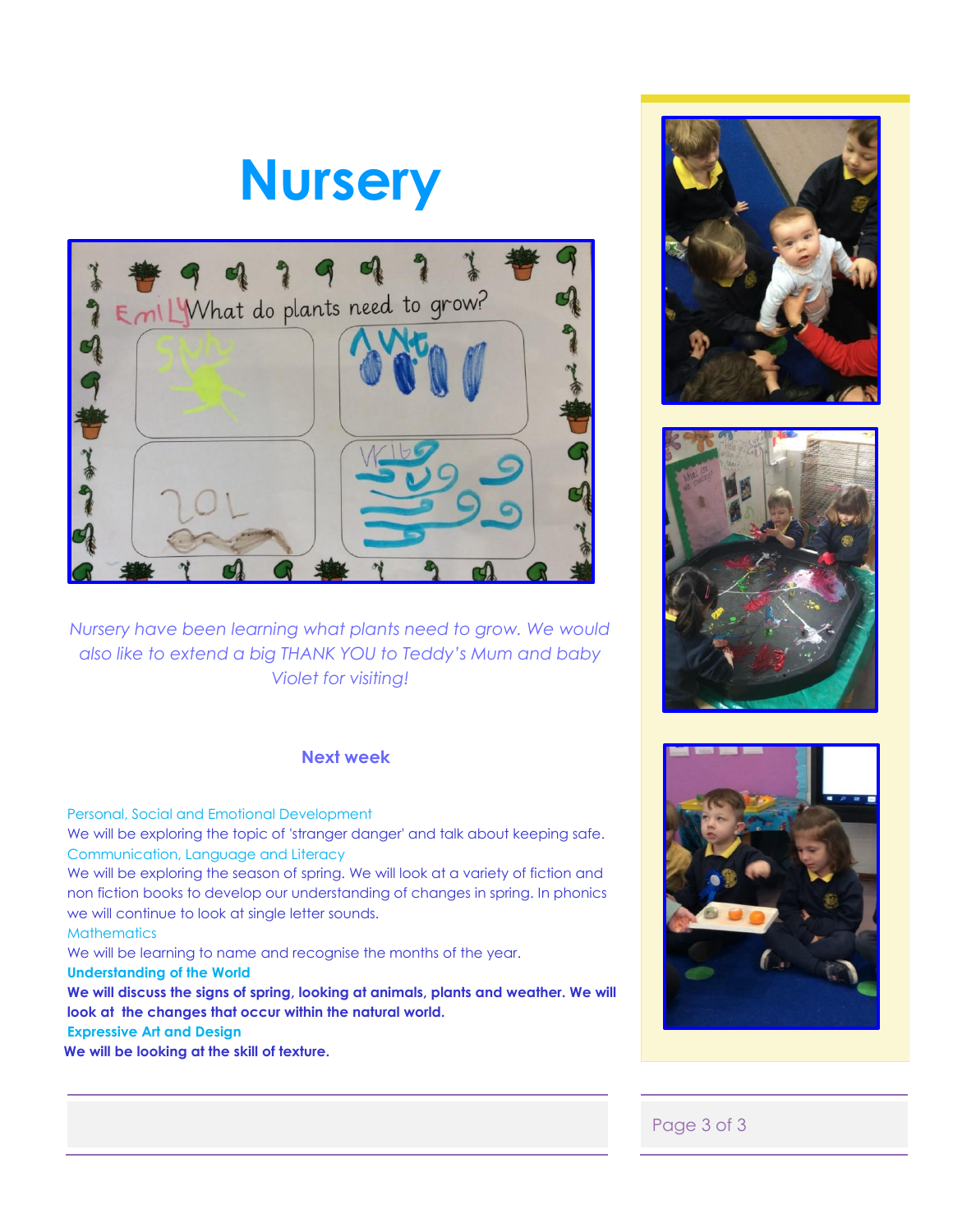# Nursery

*Nursery have been learning what plants need to grow. We would also like to extend a big THANK YOU to Teddy's Mum and baby Violet for visiting!*

### Next week

Personal, Social and Emotional Development

We will be exploring the topic of 'stranger danger' and talk about keeping safe.

Communication, Language and Literacy

We will be exploring the season of spring. We will look at a variety of fiction and non fiction books to develop our understanding of changes in spring. In phonics we will continue to look at single letter sounds.

Mathematics

We will be learning to name and recognise the months of the year.

**Understanding of the World**

**We will discuss the signs of spring, looking at animals, plants and weather. We will look at the changes that occur within the natural world.**

**Expressive Art and Design**

**We will be looking at the skill of texture.**